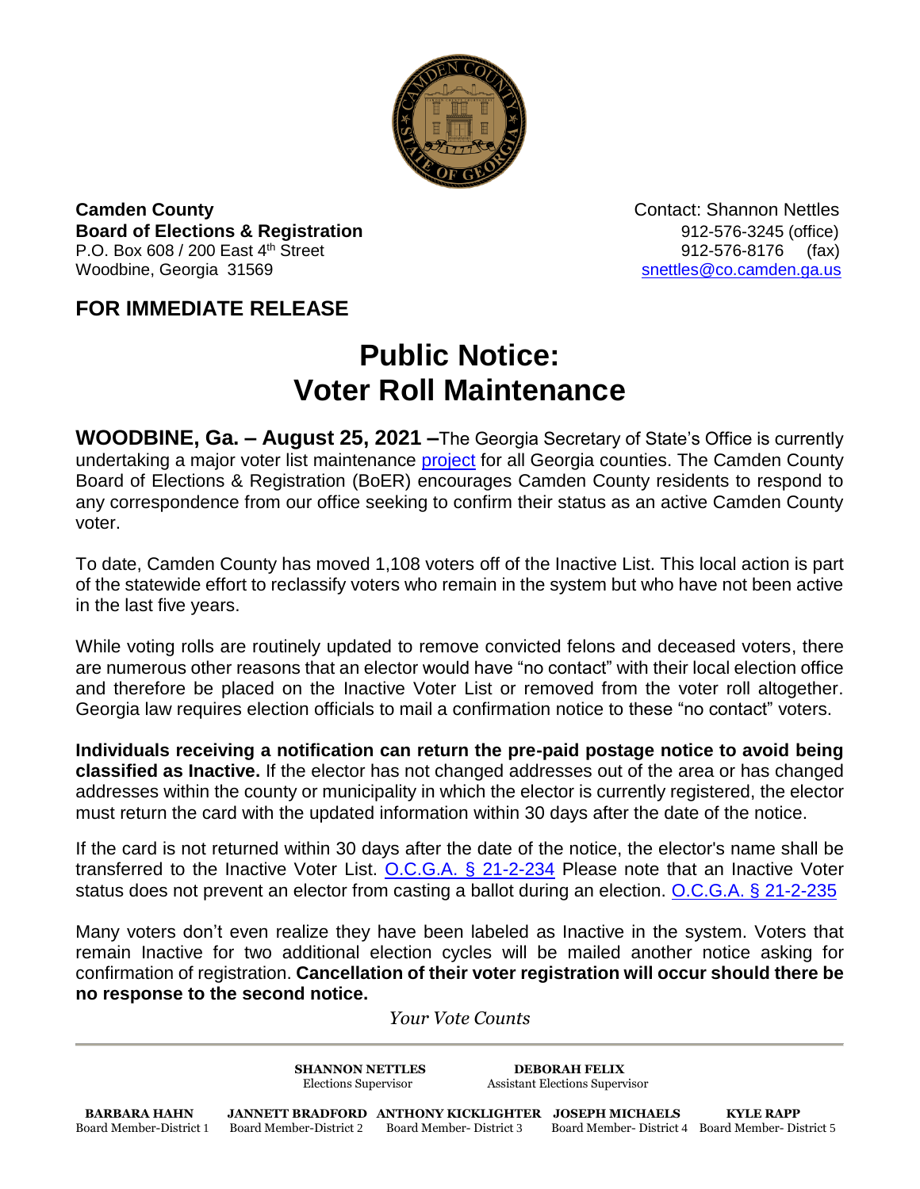**Camden County**
**Board of Elections & Registration**
P.O. Box 608 / 200 East 4th Street
Woodbine, Georgia 31569

Contact: Shannon Nettles
912-576-3245 (office)
912-576-8176 (fax)
snettles@co.camden.ga.us

## FOR IMMEDIATE RELEASE

# Public Notice: Voter Roll Maintenance

**WOODBINE, Ga. – August 25, 2021 –**The Georgia Secretary of State's Office is currently undertaking a major voter list maintenance project for all Georgia counties. The Camden County Board of Elections & Registration (BoER) encourages Camden County residents to respond to any correspondence from our office seeking to confirm their status as an active Camden County voter.

To date, Camden County has moved 1,108 voters off of the Inactive List. This local action is part of the statewide effort to reclassify voters who remain in the system but who have not been active in the last five years.

While voting rolls are routinely updated to remove convicted felons and deceased voters, there are numerous other reasons that an elector would have "no contact" with their local election office and therefore be placed on the Inactive Voter List or removed from the voter roll altogether. Georgia law requires election officials to mail a confirmation notice to these "no contact" voters.

**Individuals receiving a notification can return the pre-paid postage notice to avoid being classified as Inactive.** If the elector has not changed addresses out of the area or has changed addresses within the county or municipality in which the elector is currently registered, the elector must return the card with the updated information within 30 days after the date of the notice.

If the card is not returned within 30 days after the date of the notice, the elector's name shall be transferred to the Inactive Voter List. O.C.G.A. § 21-2-234 Please note that an Inactive Voter status does not prevent an elector from casting a ballot during an election. O.C.G.A. § 21-2-235

Many voters don't even realize they have been labeled as Inactive in the system. Voters that remain Inactive for two additional election cycles will be mailed another notice asking for confirmation of registration. **Cancellation of their voter registration will occur should there be no response to the second notice.**

*Your Vote Counts*

---

**SHANNON NETTLES**
Elections Supervisor

**DEBORAH FELIX**
Assistant Elections Supervisor

**BARBARA HAHN**
Board Member-District 1

**JANNETT BRADFORD**
Board Member-District 2

**ANTHONY KICKLIGHTER**
Board Member- District 3

**JOSEPH MICHAELS**
Board Member- District 4

**KYLE RAPP**
Board Member- District 5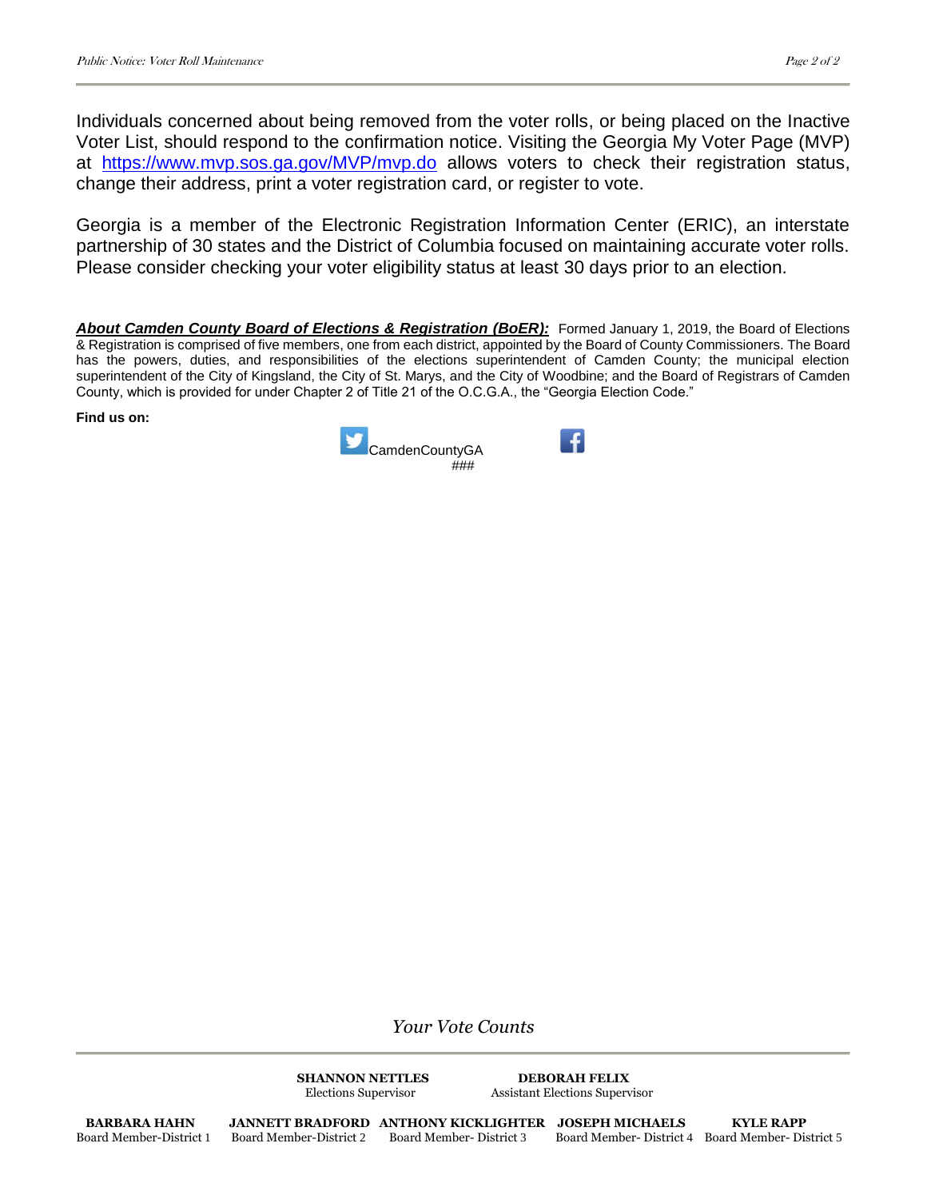Individuals concerned about being removed from the voter rolls, or being placed on the Inactive Voter List, should respond to the confirmation notice. Visiting the Georgia My Voter Page (MVP) at https://www.mvp.sos.ga.gov/MVP/mvp.do allows voters to check their registration status, change their address, print a voter registration card, or register to vote.

Georgia is a member of the Electronic Registration Information Center (ERIC), an interstate partnership of 30 states and the District of Columbia focused on maintaining accurate voter rolls. Please consider checking your voter eligibility status at least 30 days prior to an election.

***About Camden County Board of Elections & Registration (BoER):*** Formed January 1, 2019, the Board of Elections & Registration is comprised of five members, one from each district, appointed by the Board of County Commissioners. The Board has the powers, duties, and responsibilities of the elections superintendent of Camden County; the municipal election superintendent of the City of Kingsland, the City of St. Marys, and the City of Woodbine; and the Board of Registrars of Camden County, which is provided for under Chapter 2 of Title 21 of the O.C.G.A., the "Georgia Election Code."

**Find us on:**

CamdenCountyGA

###

*Your Vote Counts*

**SHANNON NETTLES**
Elections Supervisor

**DEBORAH FELIX**
Assistant Elections Supervisor

**BARBARA HAHN**
Board Member-District 1

**JANNETT BRADFORD**
Board Member-District 2

**ANTHONY KICKLIGHTER**
Board Member- District 3

**JOSEPH MICHAELS**
Board Member- District 4

**KYLE RAPP**
Board Member- District 5